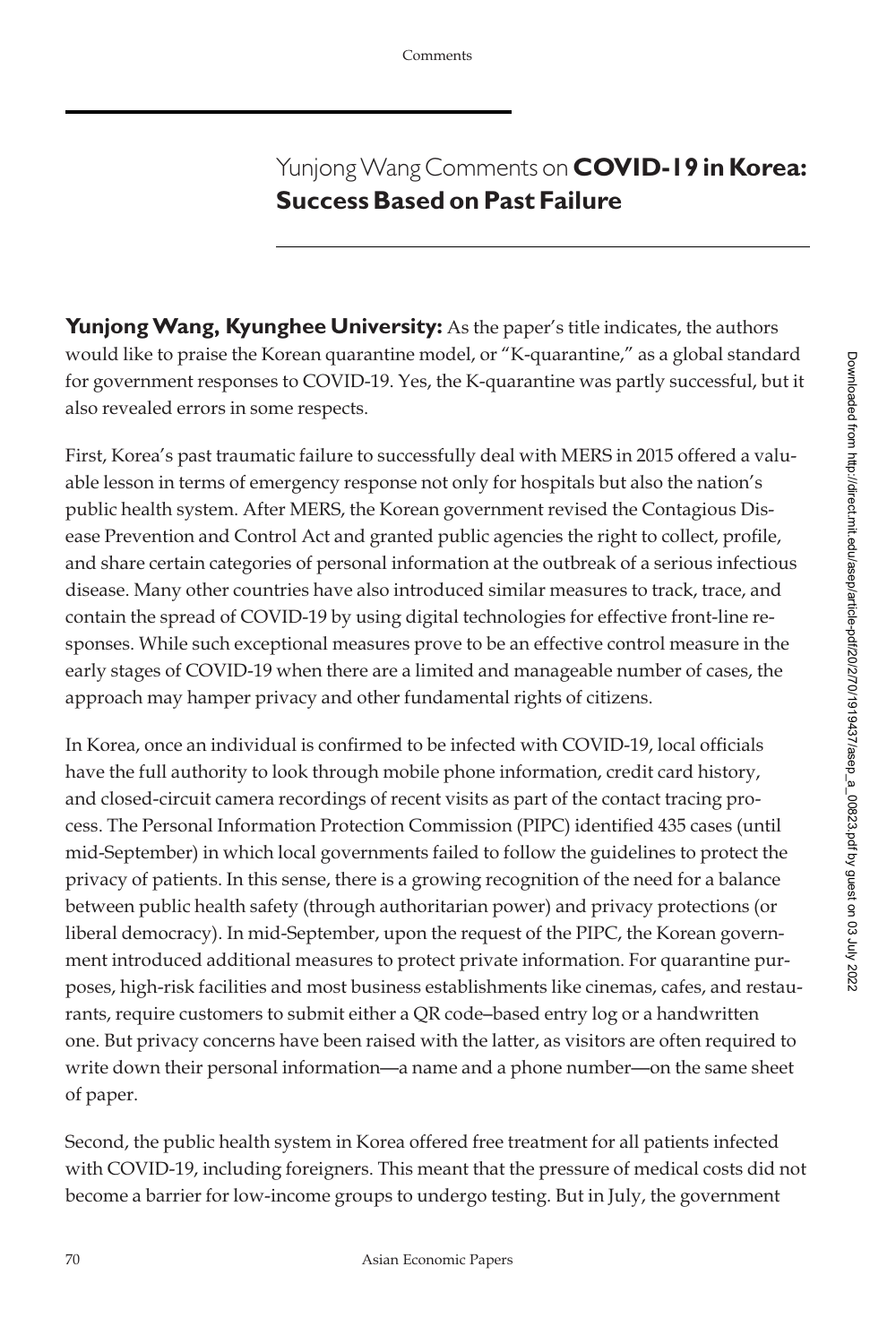# Yunjong Wang Comments on **COVID-19 in Korea: Success Based on Past Failure**

**Yunjong Wang, Kyunghee University:** As the paper's title indicates, the authors would like to praise the Korean quarantine model, or "K-quarantine," as a global standard for government responses to COVID-19. Yes, the K-quarantine was partly successful, but it also revealed errors in some respects.

First, Korea's past traumatic failure to successfully deal with MERS in 2015 offered a valuable lesson in terms of emergency response not only for hospitals but also the nation's public health system. After MERS, the Korean government revised the Contagious Disease Prevention and Control Act and granted public agencies the right to collect, profile, and share certain categories of personal information at the outbreak of a serious infectious disease. Many other countries have also introduced similar measures to track, trace, and contain the spread of COVID-19 by using digital technologies for effective front-line responses. While such exceptional measures prove to be an effective control measure in the early stages of COVID-19 when there are a limited and manageable number of cases, the approach may hamper privacy and other fundamental rights of citizens.

In Korea, once an individual is confirmed to be infected with COVID-19, local officials have the full authority to look through mobile phone information, credit card history, and closed-circuit camera recordings of recent visits as part of the contact tracing process. The Personal Information Protection Commission (PIPC) identified 435 cases (until mid-September) in which local governments failed to follow the guidelines to protect the privacy of patients. In this sense, there is a growing recognition of the need for a balance between public health safety (through authoritarian power) and privacy protections (or liberal democracy). In mid-September, upon the request of the PIPC, the Korean government introduced additional measures to protect private information. For quarantine purposes, high-risk facilities and most business establishments like cinemas, cafes, and restaurants, require customers to submit either a QR code–based entry log or a handwritten one. But privacy concerns have been raised with the latter, as visitors are often required to write down their personal information—a name and a phone number—on the same sheet of paper.

Second, the public health system in Korea offered free treatment for all patients infected with COVID-19, including foreigners. This meant that the pressure of medical costs did not become a barrier for low-income groups to undergo testing. But in July, the government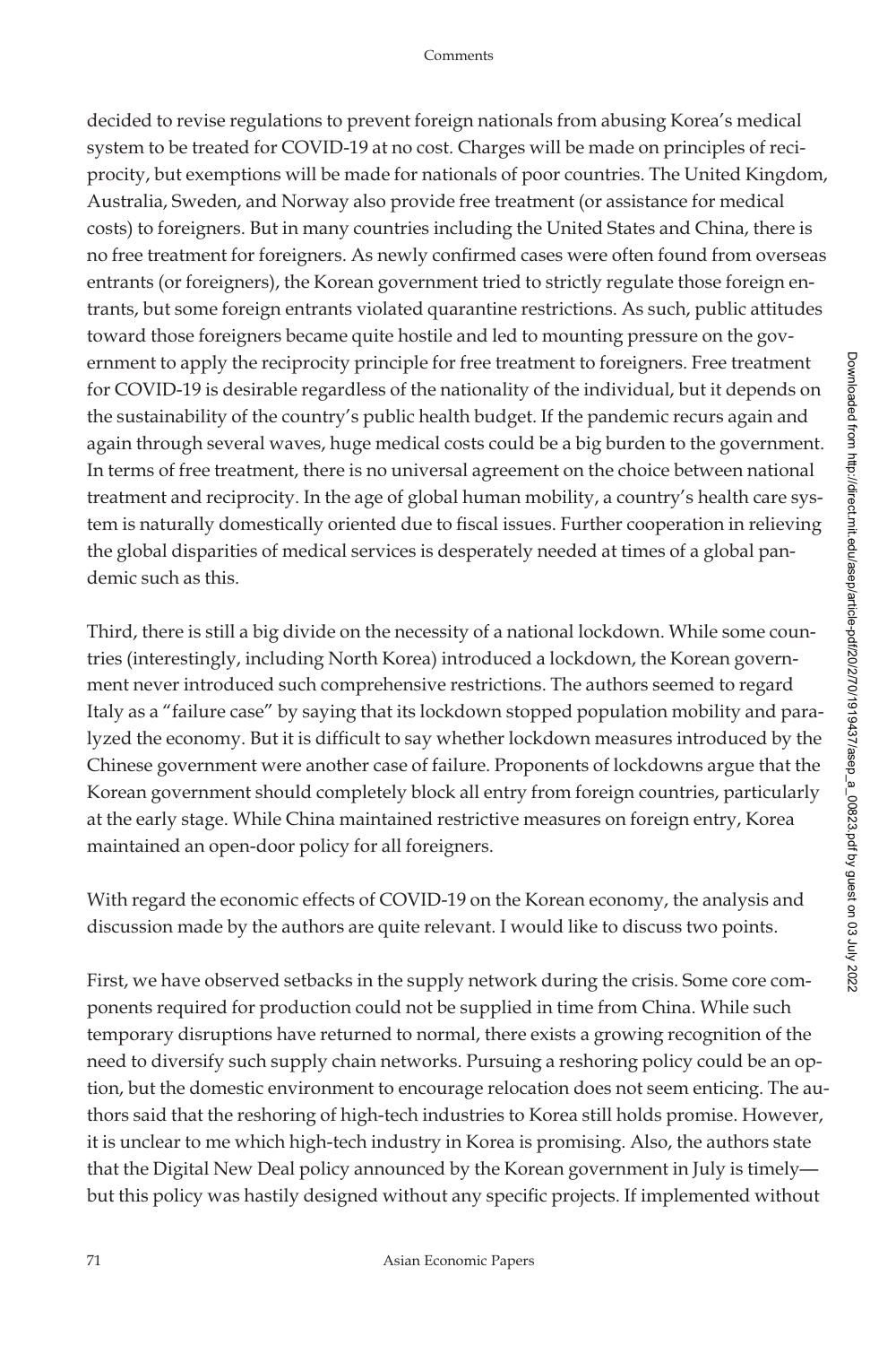decided to revise regulations to prevent foreign nationals from abusing Korea's medical system to be treated for COVID-19 at no cost. Charges will be made on principles of reciprocity, but exemptions will be made for nationals of poor countries. The United Kingdom, Australia, Sweden, and Norway also provide free treatment (or assistance for medical costs) to foreigners. But in many countries including the United States and China, there is no free treatment for foreigners. As newly confirmed cases were often found from overseas entrants (or foreigners), the Korean government tried to strictly regulate those foreign entrants, but some foreign entrants violated quarantine restrictions. As such, public attitudes toward those foreigners became quite hostile and led to mounting pressure on the government to apply the reciprocity principle for free treatment to foreigners. Free treatment for COVID-19 is desirable regardless of the nationality of the individual, but it depends on the sustainability of the country's public health budget. If the pandemic recurs again and again through several waves, huge medical costs could be a big burden to the government. In terms of free treatment, there is no universal agreement on the choice between national treatment and reciprocity. In the age of global human mobility, a country's health care system is naturally domestically oriented due to fiscal issues. Further cooperation in relieving the global disparities of medical services is desperately needed at times of a global pandemic such as this.

Third, there is still a big divide on the necessity of a national lockdown. While some countries (interestingly, including North Korea) introduced a lockdown, the Korean government never introduced such comprehensive restrictions. The authors seemed to regard Italy as a "failure case" by saying that its lockdown stopped population mobility and paralyzed the economy. But it is difficult to say whether lockdown measures introduced by the Chinese government were another case of failure. Proponents of lockdowns argue that the Korean government should completely block all entry from foreign countries, particularly at the early stage. While China maintained restrictive measures on foreign entry, Korea maintained an open-door policy for all foreigners.

With regard the economic effects of COVID-19 on the Korean economy, the analysis and discussion made by the authors are quite relevant. I would like to discuss two points.

First, we have observed setbacks in the supply network during the crisis. Some core components required for production could not be supplied in time from China. While such temporary disruptions have returned to normal, there exists a growing recognition of the need to diversify such supply chain networks. Pursuing a reshoring policy could be an option, but the domestic environment to encourage relocation does not seem enticing. The authors said that the reshoring of high-tech industries to Korea still holds promise. However, it is unclear to me which high-tech industry in Korea is promising. Also, the authors state that the Digital New Deal policy announced by the Korean government in July is timely—but this policy was hastily designed without any specific projects. If implemented without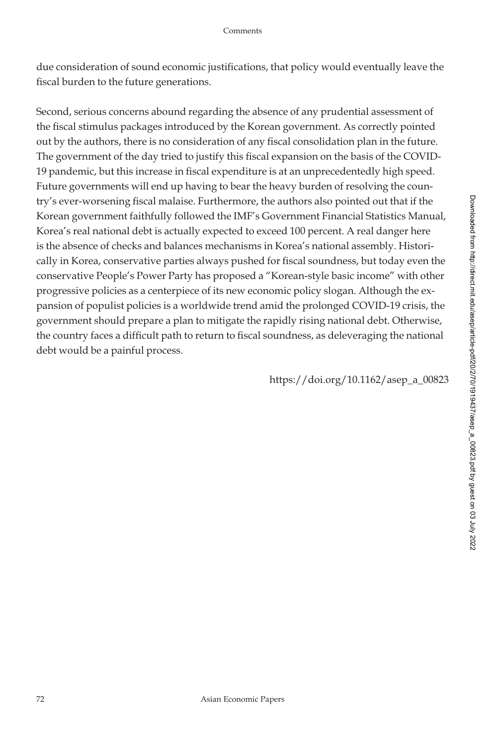due consideration of sound economic justifications, that policy would eventually leave the fiscal burden to the future generations.

Second, serious concerns abound regarding the absence of any prudential assessment of the fiscal stimulus packages introduced by the Korean government. As correctly pointed out by the authors, there is no consideration of any fiscal consolidation plan in the future. The government of the day tried to justify this fiscal expansion on the basis of the COVID-19 pandemic, but this increase in fiscal expenditure is at an unprecedentedly high speed. Future governments will end up having to bear the heavy burden of resolving the country's ever-worsening fiscal malaise. Furthermore, the authors also pointed out that if the Korean government faithfully followed the IMF's Government Financial Statistics Manual, Korea's real national debt is actually expected to exceed 100 percent. A real danger here is the absence of checks and balances mechanisms in Korea's national assembly. Historically in Korea, conservative parties always pushed for fiscal soundness, but today even the conservative People's Power Party has proposed a "Korean-style basic income" with other progressive policies as a centerpiece of its new economic policy slogan. Although the expansion of populist policies is a worldwide trend amid the prolonged COVID-19 crisis, the government should prepare a plan to mitigate the rapidly rising national debt. Otherwise, the country faces a difficult path to return to fiscal soundness, as deleveraging the national debt would be a painful process.

https://doi.org/10.1162/asep_a_00823